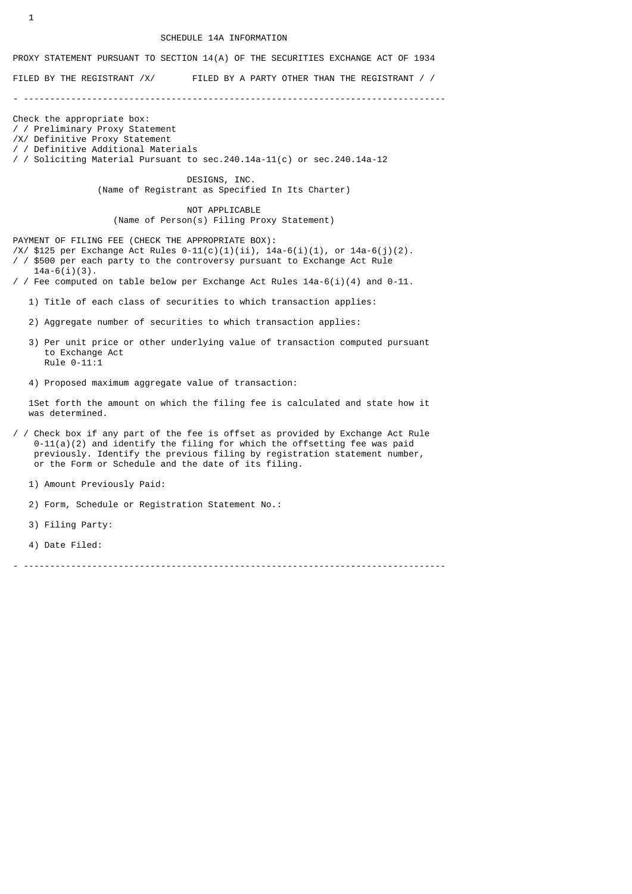SCHEDULE 14A INFORMATION

PROXY STATEMENT PURSUANT TO SECTION 14(A) OF THE SECURITIES EXCHANGE ACT OF 1934

FILED BY THE REGISTRANT /X/ FILED BY A PARTY OTHER THAN THE REGISTRANT / /

---

Check the appropriate box:

/ / Preliminary Proxy Statement
/X/ Definitive Proxy Statement
/ / Definitive Additional Materials
/ / Soliciting Material Pursuant to sec.240.14a-11(c) or sec.240.14a-12

DESIGNS, INC.
(Name of Registrant as Specified In Its Charter)

NOT APPLICABLE
(Name of Person(s) Filing Proxy Statement)

PAYMENT OF FILING FEE (CHECK THE APPROPRIATE BOX):

/X/ $125 per Exchange Act Rules 0-11(c)(1)(ii), 14a-6(i)(1), or 14a-6(j)(2).
/ / $500 per each party to the controversy pursuant to Exchange Act Rule 14a-6(i)(3).
/ / Fee computed on table below per Exchange Act Rules 14a-6(i)(4) and 0-11.

1) Title of each class of securities to which transaction applies:

2) Aggregate number of securities to which transaction applies:

3) Per unit price or other underlying value of transaction computed pursuant to Exchange Act Rule 0-11:1

4) Proposed maximum aggregate value of transaction:

1Set forth the amount on which the filing fee is calculated and state how it was determined.

/ / Check box if any part of the fee is offset as provided by Exchange Act Rule 0-11(a)(2) and identify the filing for which the offsetting fee was paid previously. Identify the previous filing by registration statement number, or the Form or Schedule and the date of its filing.

1) Amount Previously Paid:

2) Form, Schedule or Registration Statement No.:

3) Filing Party:

4) Date Filed:

---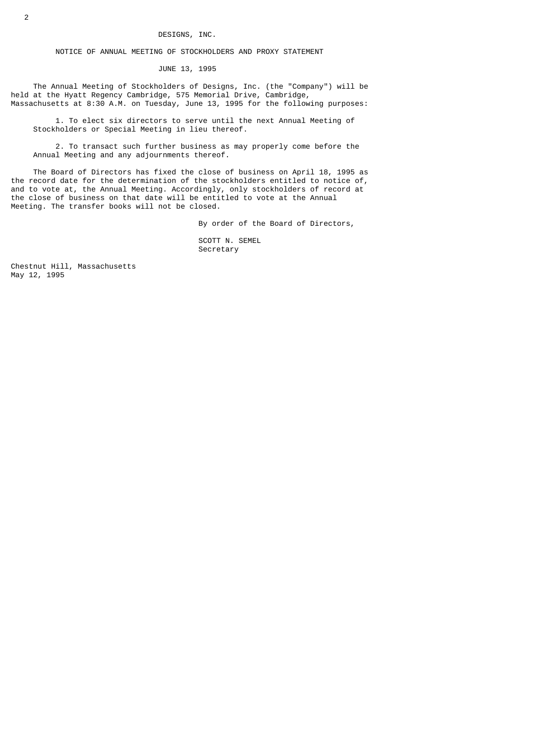# DESIGNS, INC.

## NOTICE OF ANNUAL MEETING OF STOCKHOLDERS AND PROXY STATEMENT

### JUNE 13, 1995

The Annual Meeting of Stockholders of Designs, Inc. (the "Company") will be held at the Hyatt Regency Cambridge, 575 Memorial Drive, Cambridge, Massachusetts at 8:30 A.M. on Tuesday, June 13, 1995 for the following purposes:

1. To elect six directors to serve until the next Annual Meeting of Stockholders or Special Meeting in lieu thereof.

2. To transact such further business as may properly come before the Annual Meeting and any adjournments thereof.

The Board of Directors has fixed the close of business on April 18, 1995 as the record date for the determination of the stockholders entitled to notice of, and to vote at, the Annual Meeting. Accordingly, only stockholders of record at the close of business on that date will be entitled to vote at the Annual Meeting. The transfer books will not be closed.

By order of the Board of Directors,

SCOTT N. SEMEL
Secretary

Chestnut Hill, Massachusetts
May 12, 1995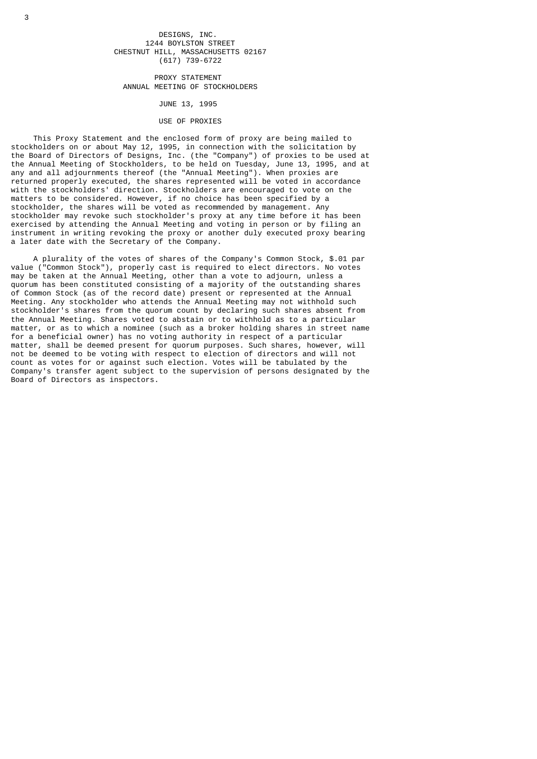DESIGNS, INC.
1244 BOYLSTON STREET
CHESTNUT HILL, MASSACHUSETTS 02167
(617) 739-6722

# PROXY STATEMENT
## ANNUAL MEETING OF STOCKHOLDERS

JUNE 13, 1995

## USE OF PROXIES

This Proxy Statement and the enclosed form of proxy are being mailed to stockholders on or about May 12, 1995, in connection with the solicitation by the Board of Directors of Designs, Inc. (the "Company") of proxies to be used at the Annual Meeting of Stockholders, to be held on Tuesday, June 13, 1995, and at any and all adjournments thereof (the "Annual Meeting"). When proxies are returned properly executed, the shares represented will be voted in accordance with the stockholders' direction. Stockholders are encouraged to vote on the matters to be considered. However, if no choice has been specified by a stockholder, the shares will be voted as recommended by management. Any stockholder may revoke such stockholder's proxy at any time before it has been exercised by attending the Annual Meeting and voting in person or by filing an instrument in writing revoking the proxy or another duly executed proxy bearing a later date with the Secretary of the Company.

A plurality of the votes of shares of the Company's Common Stock, $.01 par value ("Common Stock"), properly cast is required to elect directors. No votes may be taken at the Annual Meeting, other than a vote to adjourn, unless a quorum has been constituted consisting of a majority of the outstanding shares of Common Stock (as of the record date) present or represented at the Annual Meeting. Any stockholder who attends the Annual Meeting may not withhold such stockholder's shares from the quorum count by declaring such shares absent from the Annual Meeting. Shares voted to abstain or to withhold as to a particular matter, or as to which a nominee (such as a broker holding shares in street name for a beneficial owner) has no voting authority in respect of a particular matter, shall be deemed present for quorum purposes. Such shares, however, will not be deemed to be voting with respect to election of directors and will not count as votes for or against such election. Votes will be tabulated by the Company's transfer agent subject to the supervision of persons designated by the Board of Directors as inspectors.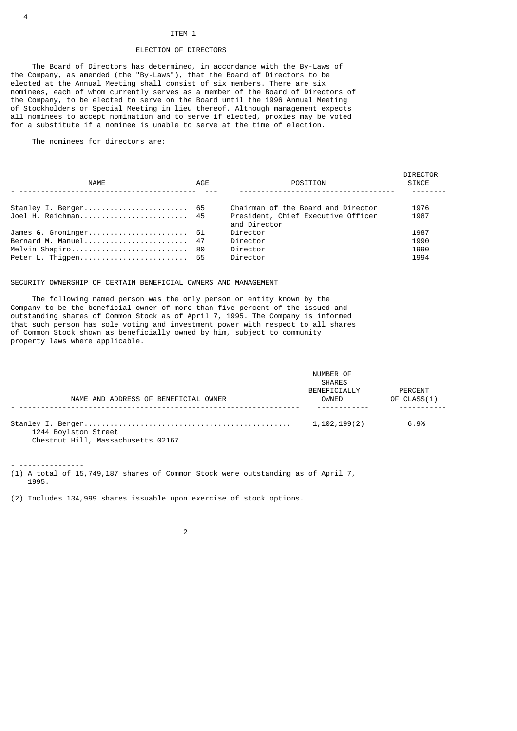# ITEM 1

## ELECTION OF DIRECTORS

The Board of Directors has determined, in accordance with the By-Laws of the Company, as amended (the "By-Laws"), that the Board of Directors to be elected at the Annual Meeting shall consist of six members. There are six nominees, each of whom currently serves as a member of the Board of Directors of the Company, to be elected to serve on the Board until the 1996 Annual Meeting of Stockholders or Special Meeting in lieu thereof. Although management expects all nominees to accept nomination and to serve if elected, proxies may be voted for a substitute if a nominee is unable to serve at the time of election.

The nominees for directors are:

| NAME | AGE | POSITION | DIRECTOR SINCE |
|---|---|---|---|
| Stanley I. Berger | 65 | Chairman of the Board and Director | 1976 |
| Joel H. Reichman | 45 | President, Chief Executive Officer and Director | 1987 |
| James G. Groninger | 51 | Director | 1987 |
| Bernard M. Manuel | 47 | Director | 1990 |
| Melvin Shapiro | 80 | Director | 1990 |
| Peter L. Thigpen | 55 | Director | 1994 |

## SECURITY OWNERSHIP OF CERTAIN BENEFICIAL OWNERS AND MANAGEMENT

The following named person was the only person or entity known by the Company to be the beneficial owner of more than five percent of the issued and outstanding shares of Common Stock as of April 7, 1995. The Company is informed that such person has sole voting and investment power with respect to all shares of Common Stock shown as beneficially owned by him, subject to community property laws where applicable.

| NAME AND ADDRESS OF BENEFICIAL OWNER | NUMBER OF SHARES BENEFICIALLY OWNED | PERCENT OF CLASS(1) |
|---|---|---|
| Stanley I. Berger<br>1244 Boylston Street<br>Chestnut Hill, Massachusetts 02167 | 1,102,199(2) | 6.9% |

(1) A total of 15,749,187 shares of Common Stock were outstanding as of April 7, 1995.

(2) Includes 134,999 shares issuable upon exercise of stock options.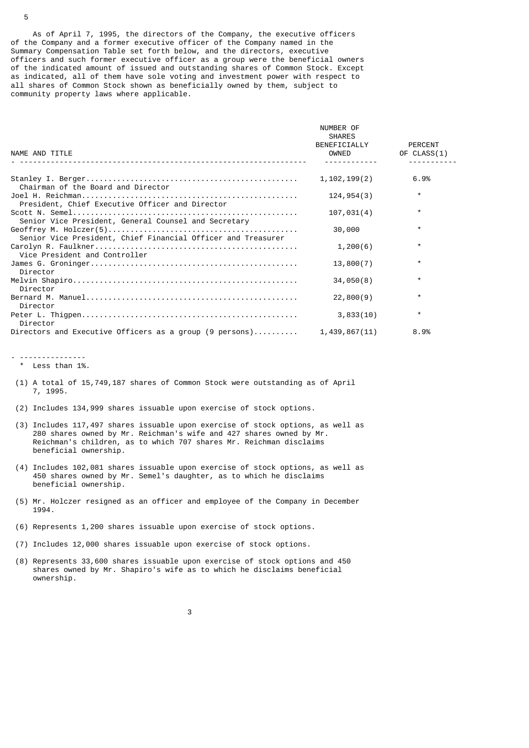As of April 7, 1995, the directors of the Company, the executive officers of the Company and a former executive officer of the Company named in the Summary Compensation Table set forth below, and the directors, executive officers and such former executive officer as a group were the beneficial owners of the indicated amount of issued and outstanding shares of Common Stock. Except as indicated, all of them have sole voting and investment power with respect to all shares of Common Stock shown as beneficially owned by them, subject to community property laws where applicable.

| NAME AND TITLE | NUMBER OF SHARES BENEFICIALLY OWNED | PERCENT OF CLASS(1) |
|---|---|---|
| Stanley I. Berger<br>Chairman of the Board and Director | 1,102,199(2) | 6.9% |
| Joel H. Reichman<br>President, Chief Executive Officer and Director | 124,954(3) | * |
| Scott N. Semel<br>Senior Vice President, General Counsel and Secretary | 107,031(4) | * |
| Geoffrey M. Holczer(5)<br>Senior Vice President, Chief Financial Officer and Treasurer | 30,000 | * |
| Carolyn R. Faulkner<br>Vice President and Controller | 1,200(6) | * |
| James G. Groninger<br>Director | 13,800(7) | * |
| Melvin Shapiro<br>Director | 34,050(8) | * |
| Bernard M. Manuel<br>Director | 22,800(9) | * |
| Peter L. Thigpen<br>Director | 3,833(10) | * |
| Directors and Executive Officers as a group (9 persons) | 1,439,867(11) | 8.9% |

\* Less than 1%.

(1) A total of 15,749,187 shares of Common Stock were outstanding as of April 7, 1995.

(2) Includes 134,999 shares issuable upon exercise of stock options.

(3) Includes 117,497 shares issuable upon exercise of stock options, as well as 280 shares owned by Mr. Reichman's wife and 427 shares owned by Mr. Reichman's children, as to which 707 shares Mr. Reichman disclaims beneficial ownership.

(4) Includes 102,081 shares issuable upon exercise of stock options, as well as 450 shares owned by Mr. Semel's daughter, as to which he disclaims beneficial ownership.

(5) Mr. Holczer resigned as an officer and employee of the Company in December 1994.

(6) Represents 1,200 shares issuable upon exercise of stock options.

(7) Includes 12,000 shares issuable upon exercise of stock options.

(8) Represents 33,600 shares issuable upon exercise of stock options and 450 shares owned by Mr. Shapiro's wife as to which he disclaims beneficial ownership.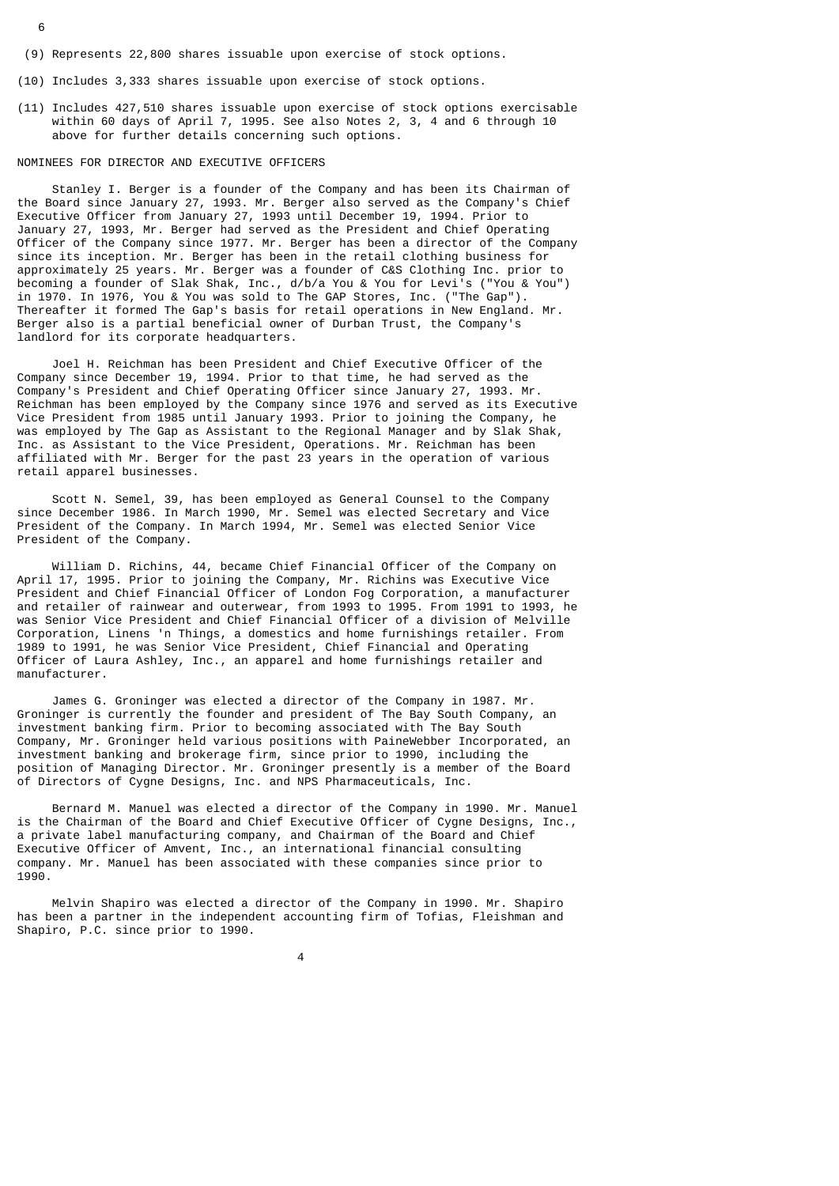(9) Represents 22,800 shares issuable upon exercise of stock options.

(10) Includes 3,333 shares issuable upon exercise of stock options.

(11) Includes 427,510 shares issuable upon exercise of stock options exercisable within 60 days of April 7, 1995. See also Notes 2, 3, 4 and 6 through 10 above for further details concerning such options.

## NOMINEES FOR DIRECTOR AND EXECUTIVE OFFICERS

Stanley I. Berger is a founder of the Company and has been its Chairman of the Board since January 27, 1993. Mr. Berger also served as the Company's Chief Executive Officer from January 27, 1993 until December 19, 1994. Prior to January 27, 1993, Mr. Berger had served as the President and Chief Operating Officer of the Company since 1977. Mr. Berger has been a director of the Company since its inception. Mr. Berger has been in the retail clothing business for approximately 25 years. Mr. Berger was a founder of C&S Clothing Inc. prior to becoming a founder of Slak Shak, Inc., d/b/a You & You for Levi's ("You & You") in 1970. In 1976, You & You was sold to The GAP Stores, Inc. ("The Gap"). Thereafter it formed The Gap's basis for retail operations in New England. Mr. Berger also is a partial beneficial owner of Durban Trust, the Company's landlord for its corporate headquarters.

Joel H. Reichman has been President and Chief Executive Officer of the Company since December 19, 1994. Prior to that time, he had served as the Company's President and Chief Operating Officer since January 27, 1993. Mr. Reichman has been employed by the Company since 1976 and served as its Executive Vice President from 1985 until January 1993. Prior to joining the Company, he was employed by The Gap as Assistant to the Regional Manager and by Slak Shak, Inc. as Assistant to the Vice President, Operations. Mr. Reichman has been affiliated with Mr. Berger for the past 23 years in the operation of various retail apparel businesses.

Scott N. Semel, 39, has been employed as General Counsel to the Company since December 1986. In March 1990, Mr. Semel was elected Secretary and Vice President of the Company. In March 1994, Mr. Semel was elected Senior Vice President of the Company.

William D. Richins, 44, became Chief Financial Officer of the Company on April 17, 1995. Prior to joining the Company, Mr. Richins was Executive Vice President and Chief Financial Officer of London Fog Corporation, a manufacturer and retailer of rainwear and outerwear, from 1993 to 1995. From 1991 to 1993, he was Senior Vice President and Chief Financial Officer of a division of Melville Corporation, Linens 'n Things, a domestics and home furnishings retailer. From 1989 to 1991, he was Senior Vice President, Chief Financial and Operating Officer of Laura Ashley, Inc., an apparel and home furnishings retailer and manufacturer.

James G. Groninger was elected a director of the Company in 1987. Mr. Groninger is currently the founder and president of The Bay South Company, an investment banking firm. Prior to becoming associated with The Bay South Company, Mr. Groninger held various positions with PaineWebber Incorporated, an investment banking and brokerage firm, since prior to 1990, including the position of Managing Director. Mr. Groninger presently is a member of the Board of Directors of Cygne Designs, Inc. and NPS Pharmaceuticals, Inc.

Bernard M. Manuel was elected a director of the Company in 1990. Mr. Manuel is the Chairman of the Board and Chief Executive Officer of Cygne Designs, Inc., a private label manufacturing company, and Chairman of the Board and Chief Executive Officer of Amvent, Inc., an international financial consulting company. Mr. Manuel has been associated with these companies since prior to 1990.

Melvin Shapiro was elected a director of the Company in 1990. Mr. Shapiro has been a partner in the independent accounting firm of Tofias, Fleishman and Shapiro, P.C. since prior to 1990.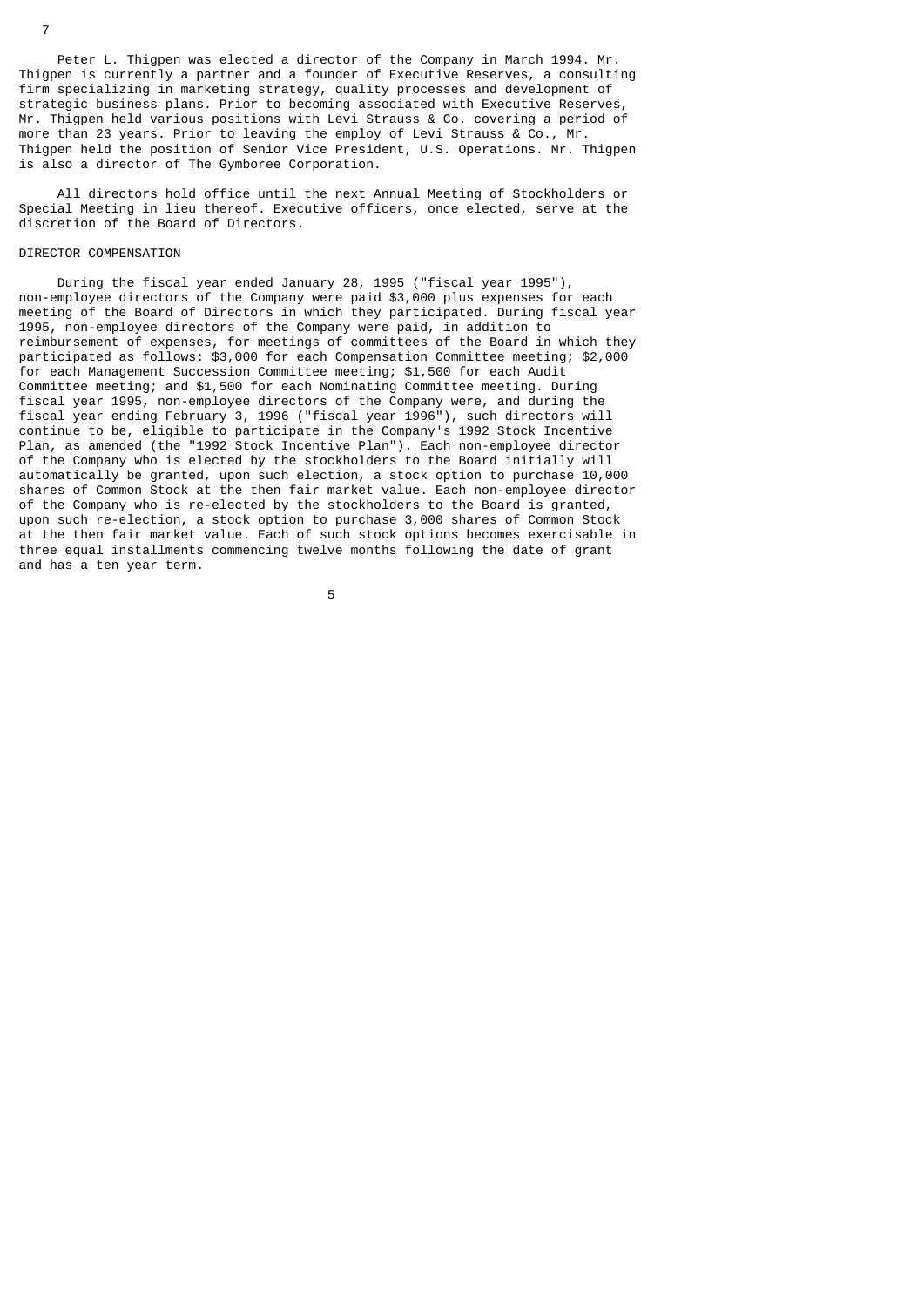Peter L. Thigpen was elected a director of the Company in March 1994. Mr. Thigpen is currently a partner and a founder of Executive Reserves, a consulting firm specializing in marketing strategy, quality processes and development of strategic business plans. Prior to becoming associated with Executive Reserves, Mr. Thigpen held various positions with Levi Strauss & Co. covering a period of more than 23 years. Prior to leaving the employ of Levi Strauss & Co., Mr. Thigpen held the position of Senior Vice President, U.S. Operations. Mr. Thigpen is also a director of The Gymboree Corporation.

All directors hold office until the next Annual Meeting of Stockholders or Special Meeting in lieu thereof. Executive officers, once elected, serve at the discretion of the Board of Directors.

## DIRECTOR COMPENSATION

During the fiscal year ended January 28, 1995 ("fiscal year 1995"), non-employee directors of the Company were paid $3,000 plus expenses for each meeting of the Board of Directors in which they participated. During fiscal year 1995, non-employee directors of the Company were paid, in addition to reimbursement of expenses, for meetings of committees of the Board in which they participated as follows: $3,000 for each Compensation Committee meeting; $2,000 for each Management Succession Committee meeting; $1,500 for each Audit Committee meeting; and $1,500 for each Nominating Committee meeting. During fiscal year 1995, non-employee directors of the Company were, and during the fiscal year ending February 3, 1996 ("fiscal year 1996"), such directors will continue to be, eligible to participate in the Company's 1992 Stock Incentive Plan, as amended (the "1992 Stock Incentive Plan"). Each non-employee director of the Company who is elected by the stockholders to the Board initially will automatically be granted, upon such election, a stock option to purchase 10,000 shares of Common Stock at the then fair market value. Each non-employee director of the Company who is re-elected by the stockholders to the Board is granted, upon such re-election, a stock option to purchase 3,000 shares of Common Stock at the then fair market value. Each of such stock options becomes exercisable in three equal installments commencing twelve months following the date of grant and has a ten year term.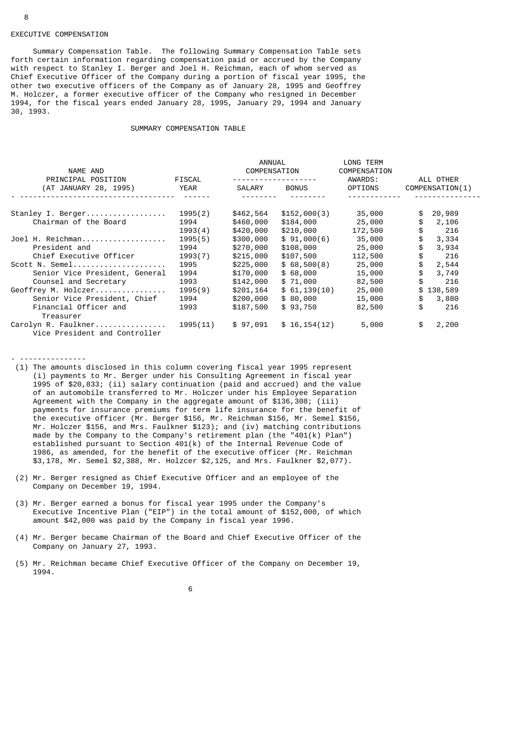## EXECUTIVE COMPENSATION

Summary Compensation Table. The following Summary Compensation Table sets forth certain information regarding compensation paid or accrued by the Company with respect to Stanley I. Berger and Joel H. Reichman, each of whom served as Chief Executive Officer of the Company during a portion of fiscal year 1995, the other two executive officers of the Company as of January 28, 1995 and Geoffrey M. Holczer, a former executive officer of the Company who resigned in December 1994, for the fiscal years ended January 28, 1995, January 29, 1994 and January 30, 1993.

### SUMMARY COMPENSATION TABLE

| NAME AND PRINCIPAL POSITION (AT JANUARY 28, 1995) | FISCAL YEAR | ANNUAL COMPENSATION | | LONG TERM COMPENSATION AWARDS: | ALL OTHER COMPENSATION(1) |
|---|---|---|---|---|---|
| | | SALARY | BONUS | OPTIONS | |
| Stanley I. Berger | 1995(2) | $462,564 | $152,000(3) | 35,000 | $ 20,989 |
| Chairman of the Board | 1994 | $460,000 | $184,000 | 25,000 | $ 2,106 |
| | 1993(4) | $420,000 | $210,000 | 172,500 | $ 216 |
| Joel H. Reichman | 1995(5) | $300,000 | $ 91,000(6) | 35,000 | $ 3,334 |
| President and | 1994 | $270,000 | $108,000 | 25,000 | $ 3,934 |
| Chief Executive Officer | 1993(7) | $215,000 | $107,500 | 112,500 | $ 216 |
| Scott N. Semel | 1995 | $225,000 | $ 68,500(8) | 25,000 | $ 2,544 |
| Senior Vice President, General | 1994 | $170,000 | $ 68,000 | 15,000 | $ 3,749 |
| Counsel and Secretary | 1993 | $142,000 | $ 71,000 | 82,500 | $ 216 |
| Geoffrey M. Holczer | 1995(9) | $201,164 | $ 61,139(10) | 25,000 | $ 138,589 |
| Senior Vice President, Chief | 1994 | $200,000 | $ 80,000 | 15,000 | $ 3,880 |
| Financial Officer and Treasurer | 1993 | $187,500 | $ 93,750 | 82,500 | $ 216 |
| Carolyn R. Faulkner | 1995(11) | $ 97,091 | $ 16,154(12) | 5,000 | $ 2,200 |
| Vice President and Controller | | | | | |

---------------

(1) The amounts disclosed in this column covering fiscal year 1995 represent (i) payments to Mr. Berger under his Consulting Agreement in fiscal year 1995 of $20,833; (ii) salary continuation (paid and accrued) and the value of an automobile transferred to Mr. Holczer under his Employee Separation Agreement with the Company in the aggregate amount of $136,308; (iii) payments for insurance premiums for term life insurance for the benefit of the executive officer (Mr. Berger $156, Mr. Reichman $156, Mr. Semel $156, Mr. Holczer $156, and Mrs. Faulkner $123); and (iv) matching contributions made by the Company to the Company's retirement plan (the "401(k) Plan") established pursuant to Section 401(k) of the Internal Revenue Code of 1986, as amended, for the benefit of the executive officer (Mr. Reichman $3,178, Mr. Semel $2,388, Mr. Holczer $2,125, and Mrs. Faulkner $2,077).

(2) Mr. Berger resigned as Chief Executive Officer and an employee of the Company on December 19, 1994.

(3) Mr. Berger earned a bonus for fiscal year 1995 under the Company's Executive Incentive Plan ("EIP") in the total amount of $152,000, of which amount $42,000 was paid by the Company in fiscal year 1996.

(4) Mr. Berger became Chairman of the Board and Chief Executive Officer of the Company on January 27, 1993.

(5) Mr. Reichman became Chief Executive Officer of the Company on December 19, 1994.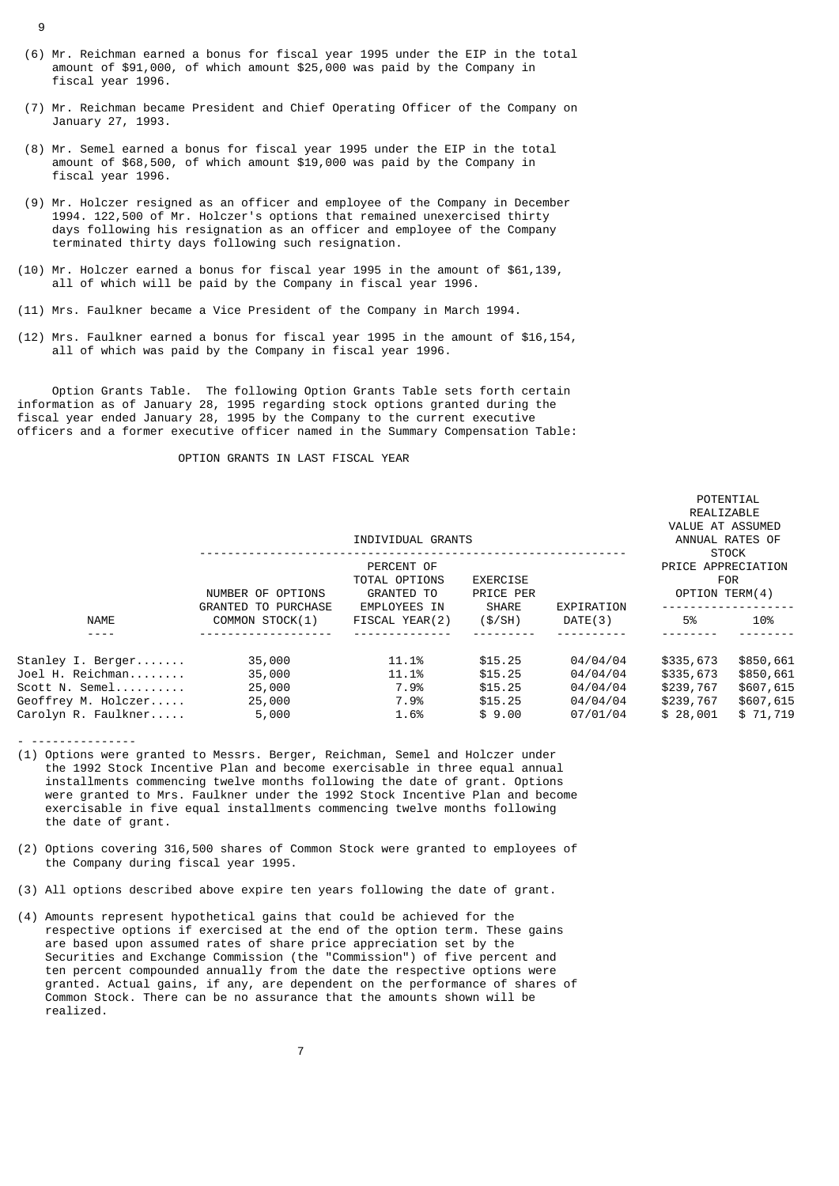(6) Mr. Reichman earned a bonus for fiscal year 1995 under the EIP in the total amount of $91,000, of which amount $25,000 was paid by the Company in fiscal year 1996.

(7) Mr. Reichman became President and Chief Operating Officer of the Company on January 27, 1993.

(8) Mr. Semel earned a bonus for fiscal year 1995 under the EIP in the total amount of $68,500, of which amount $19,000 was paid by the Company in fiscal year 1996.

(9) Mr. Holczer resigned as an officer and employee of the Company in December 1994. 122,500 of Mr. Holczer's options that remained unexercised thirty days following his resignation as an officer and employee of the Company terminated thirty days following such resignation.

(10) Mr. Holczer earned a bonus for fiscal year 1995 in the amount of $61,139, all of which will be paid by the Company in fiscal year 1996.

(11) Mrs. Faulkner became a Vice President of the Company in March 1994.

(12) Mrs. Faulkner earned a bonus for fiscal year 1995 in the amount of $16,154, all of which was paid by the Company in fiscal year 1996.

Option Grants Table. The following Option Grants Table sets forth certain information as of January 28, 1995 regarding stock options granted during the fiscal year ended January 28, 1995 by the Company to the current executive officers and a former executive officer named in the Summary Compensation Table:

OPTION GRANTS IN LAST FISCAL YEAR

| | INDIVIDUAL GRANTS | | | | POTENTIAL REALIZABLE VALUE AT ASSUMED ANNUAL RATES OF STOCK PRICE APPRECIATION FOR OPTION TERM(4) | |
|---|---|---|---|---|---|---|
| NAME | NUMBER OF OPTIONS GRANTED TO PURCHASE COMMON STOCK(1) | PERCENT OF TOTAL OPTIONS GRANTED TO EMPLOYEES IN FISCAL YEAR(2) | EXERCISE PRICE PER SHARE ($/SH) | EXPIRATION DATE(3) | 5% | 10% |
| Stanley I. Berger | 35,000 | 11.1% | $15.25 | 04/04/04 | $335,673 | $850,661 |
| Joel H. Reichman | 35,000 | 11.1% | $15.25 | 04/04/04 | $335,673 | $850,661 |
| Scott N. Semel | 25,000 | 7.9% | $15.25 | 04/04/04 | $239,767 | $607,615 |
| Geoffrey M. Holczer | 25,000 | 7.9% | $15.25 | 04/04/04 | $239,767 | $607,615 |
| Carolyn R. Faulkner | 5,000 | 1.6% | $ 9.00 | 07/01/04 | $ 28,001 | $ 71,719 |

(1) Options were granted to Messrs. Berger, Reichman, Semel and Holczer under the 1992 Stock Incentive Plan and become exercisable in three equal annual installments commencing twelve months following the date of grant. Options were granted to Mrs. Faulkner under the 1992 Stock Incentive Plan and become exercisable in five equal installments commencing twelve months following the date of grant.

(2) Options covering 316,500 shares of Common Stock were granted to employees of the Company during fiscal year 1995.

(3) All options described above expire ten years following the date of grant.

(4) Amounts represent hypothetical gains that could be achieved for the respective options if exercised at the end of the option term. These gains are based upon assumed rates of share price appreciation set by the Securities and Exchange Commission (the "Commission") of five percent and ten percent compounded annually from the date the respective options were granted. Actual gains, if any, are dependent on the performance of shares of Common Stock. There can be no assurance that the amounts shown will be realized.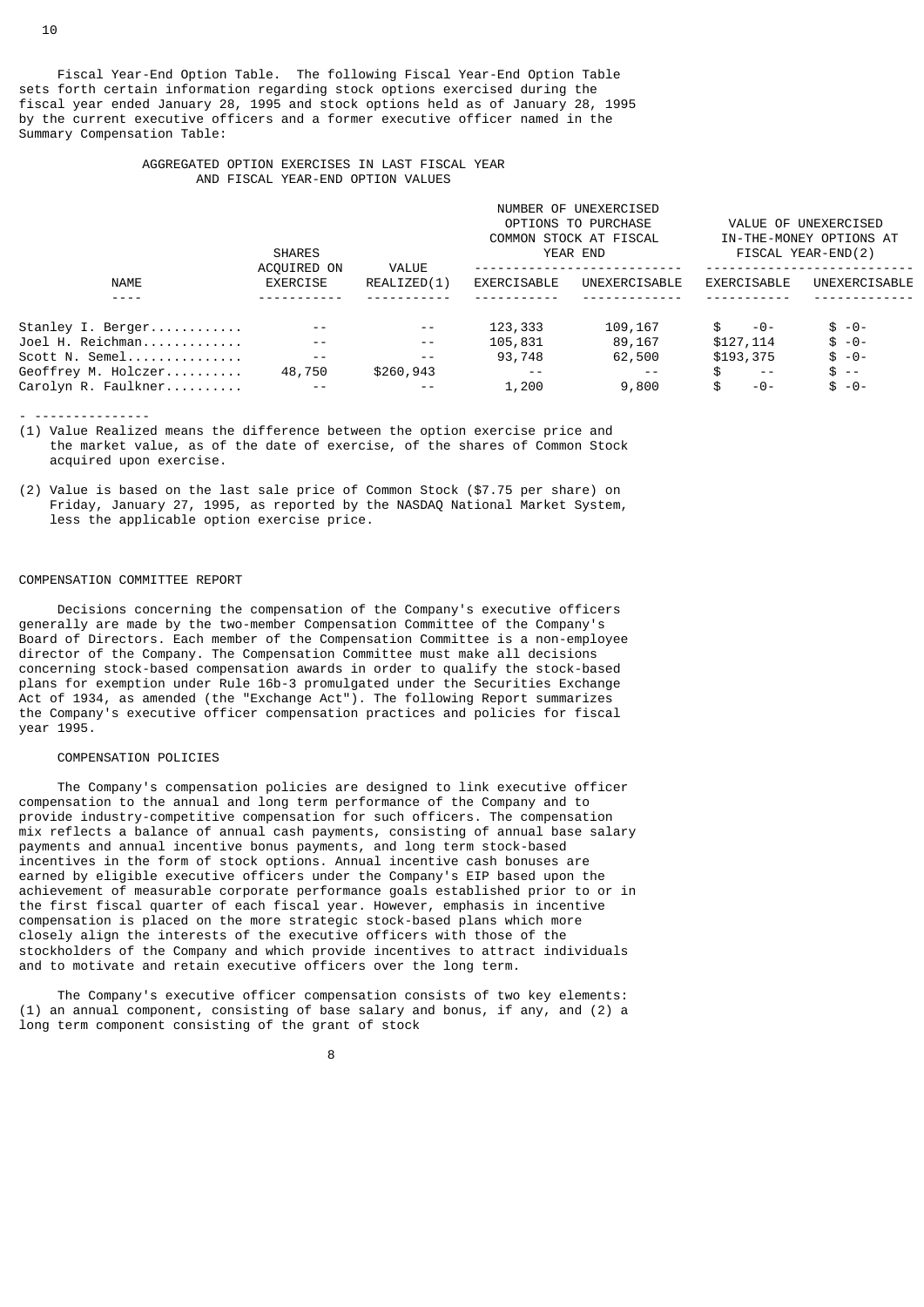Fiscal Year-End Option Table. The following Fiscal Year-End Option Table sets forth certain information regarding stock options exercised during the fiscal year ended January 28, 1995 and stock options held as of January 28, 1995 by the current executive officers and a former executive officer named in the Summary Compensation Table:

AGGREGATED OPTION EXERCISES IN LAST FISCAL YEAR AND FISCAL YEAR-END OPTION VALUES

| NAME | SHARES ACQUIRED ON EXERCISE | VALUE REALIZED(1) | NUMBER OF UNEXERCISED OPTIONS TO PURCHASE COMMON STOCK AT FISCAL YEAR END | | VALUE OF UNEXERCISED IN-THE-MONEY OPTIONS AT FISCAL YEAR-END(2) | |
|---|---|---|---|---|---|---|
| | | | EXERCISABLE | UNEXERCISABLE | EXERCISABLE | UNEXERCISABLE |
| Stanley I. Berger | -- | -- | 123,333 | 109,167 | $ -0- | $ -0- |
| Joel H. Reichman | -- | -- | 105,831 | 89,167 | $127,114 | $ -0- |
| Scott N. Semel | -- | -- | 93,748 | 62,500 | $193,375 | $ -0- |
| Geoffrey M. Holczer | 48,750 | $260,943 | -- | -- | $ -- | $ -- |
| Carolyn R. Faulkner | -- | -- | 1,200 | 9,800 | $ -0- | $ -0- |

- ---------------

(1) Value Realized means the difference between the option exercise price and the market value, as of the date of exercise, of the shares of Common Stock acquired upon exercise.

(2) Value is based on the last sale price of Common Stock ($7.75 per share) on Friday, January 27, 1995, as reported by the NASDAQ National Market System, less the applicable option exercise price.

## COMPENSATION COMMITTEE REPORT

Decisions concerning the compensation of the Company's executive officers generally are made by the two-member Compensation Committee of the Company's Board of Directors. Each member of the Compensation Committee is a non-employee director of the Company. The Compensation Committee must make all decisions concerning stock-based compensation awards in order to qualify the stock-based plans for exemption under Rule 16b-3 promulgated under the Securities Exchange Act of 1934, as amended (the "Exchange Act"). The following Report summarizes the Company's executive officer compensation practices and policies for fiscal year 1995.

### COMPENSATION POLICIES

The Company's compensation policies are designed to link executive officer compensation to the annual and long term performance of the Company and to provide industry-competitive compensation for such officers. The compensation mix reflects a balance of annual cash payments, consisting of annual base salary payments and annual incentive bonus payments, and long term stock-based incentives in the form of stock options. Annual incentive cash bonuses are earned by eligible executive officers under the Company's EIP based upon the achievement of measurable corporate performance goals established prior to or in the first fiscal quarter of each fiscal year. However, emphasis in incentive compensation is placed on the more strategic stock-based plans which more closely align the interests of the executive officers with those of the stockholders of the Company and which provide incentives to attract individuals and to motivate and retain executive officers over the long term.

The Company's executive officer compensation consists of two key elements: (1) an annual component, consisting of base salary and bonus, if any, and (2) a long term component consisting of the grant of stock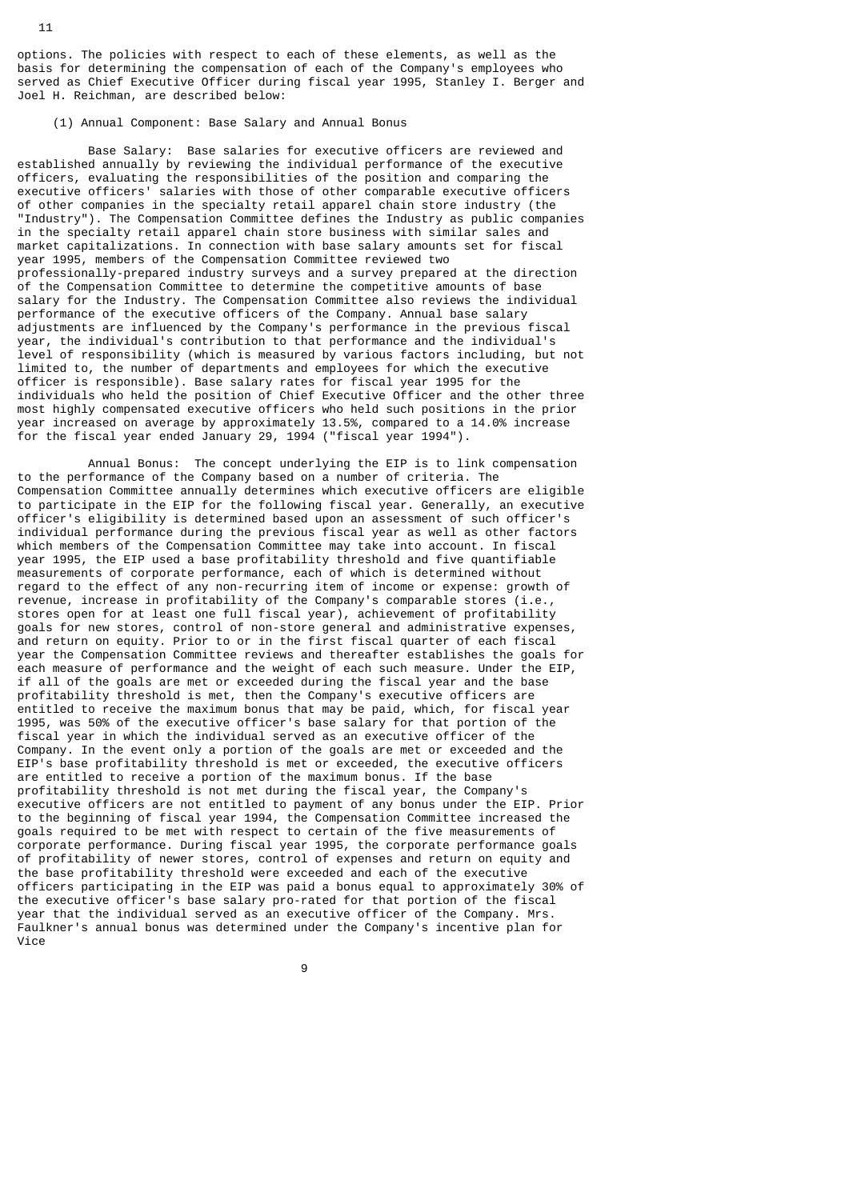options. The policies with respect to each of these elements, as well as the basis for determining the compensation of each of the Company's employees who served as Chief Executive Officer during fiscal year 1995, Stanley I. Berger and Joel H. Reichman, are described below:

(1) Annual Component: Base Salary and Annual Bonus

Base Salary: Base salaries for executive officers are reviewed and established annually by reviewing the individual performance of the executive officers, evaluating the responsibilities of the position and comparing the executive officers' salaries with those of other comparable executive officers of other companies in the specialty retail apparel chain store industry (the "Industry"). The Compensation Committee defines the Industry as public companies in the specialty retail apparel chain store business with similar sales and market capitalizations. In connection with base salary amounts set for fiscal year 1995, members of the Compensation Committee reviewed two professionally-prepared industry surveys and a survey prepared at the direction of the Compensation Committee to determine the competitive amounts of base salary for the Industry. The Compensation Committee also reviews the individual performance of the executive officers of the Company. Annual base salary adjustments are influenced by the Company's performance in the previous fiscal year, the individual's contribution to that performance and the individual's level of responsibility (which is measured by various factors including, but not limited to, the number of departments and employees for which the executive officer is responsible). Base salary rates for fiscal year 1995 for the individuals who held the position of Chief Executive Officer and the other three most highly compensated executive officers who held such positions in the prior year increased on average by approximately 13.5%, compared to a 14.0% increase for the fiscal year ended January 29, 1994 ("fiscal year 1994").

Annual Bonus: The concept underlying the EIP is to link compensation to the performance of the Company based on a number of criteria. The Compensation Committee annually determines which executive officers are eligible to participate in the EIP for the following fiscal year. Generally, an executive officer's eligibility is determined based upon an assessment of such officer's individual performance during the previous fiscal year as well as other factors which members of the Compensation Committee may take into account. In fiscal year 1995, the EIP used a base profitability threshold and five quantifiable measurements of corporate performance, each of which is determined without regard to the effect of any non-recurring item of income or expense: growth of revenue, increase in profitability of the Company's comparable stores (i.e., stores open for at least one full fiscal year), achievement of profitability goals for new stores, control of non-store general and administrative expenses, and return on equity. Prior to or in the first fiscal quarter of each fiscal year the Compensation Committee reviews and thereafter establishes the goals for each measure of performance and the weight of each such measure. Under the EIP, if all of the goals are met or exceeded during the fiscal year and the base profitability threshold is met, then the Company's executive officers are entitled to receive the maximum bonus that may be paid, which, for fiscal year 1995, was 50% of the executive officer's base salary for that portion of the fiscal year in which the individual served as an executive officer of the Company. In the event only a portion of the goals are met or exceeded and the EIP's base profitability threshold is met or exceeded, the executive officers are entitled to receive a portion of the maximum bonus. If the base profitability threshold is not met during the fiscal year, the Company's executive officers are not entitled to payment of any bonus under the EIP. Prior to the beginning of fiscal year 1994, the Compensation Committee increased the goals required to be met with respect to certain of the five measurements of corporate performance. During fiscal year 1995, the corporate performance goals of profitability of newer stores, control of expenses and return on equity and the base profitability threshold were exceeded and each of the executive officers participating in the EIP was paid a bonus equal to approximately 30% of the executive officer's base salary pro-rated for that portion of the fiscal year that the individual served as an executive officer of the Company. Mrs. Faulkner's annual bonus was determined under the Company's incentive plan for Vice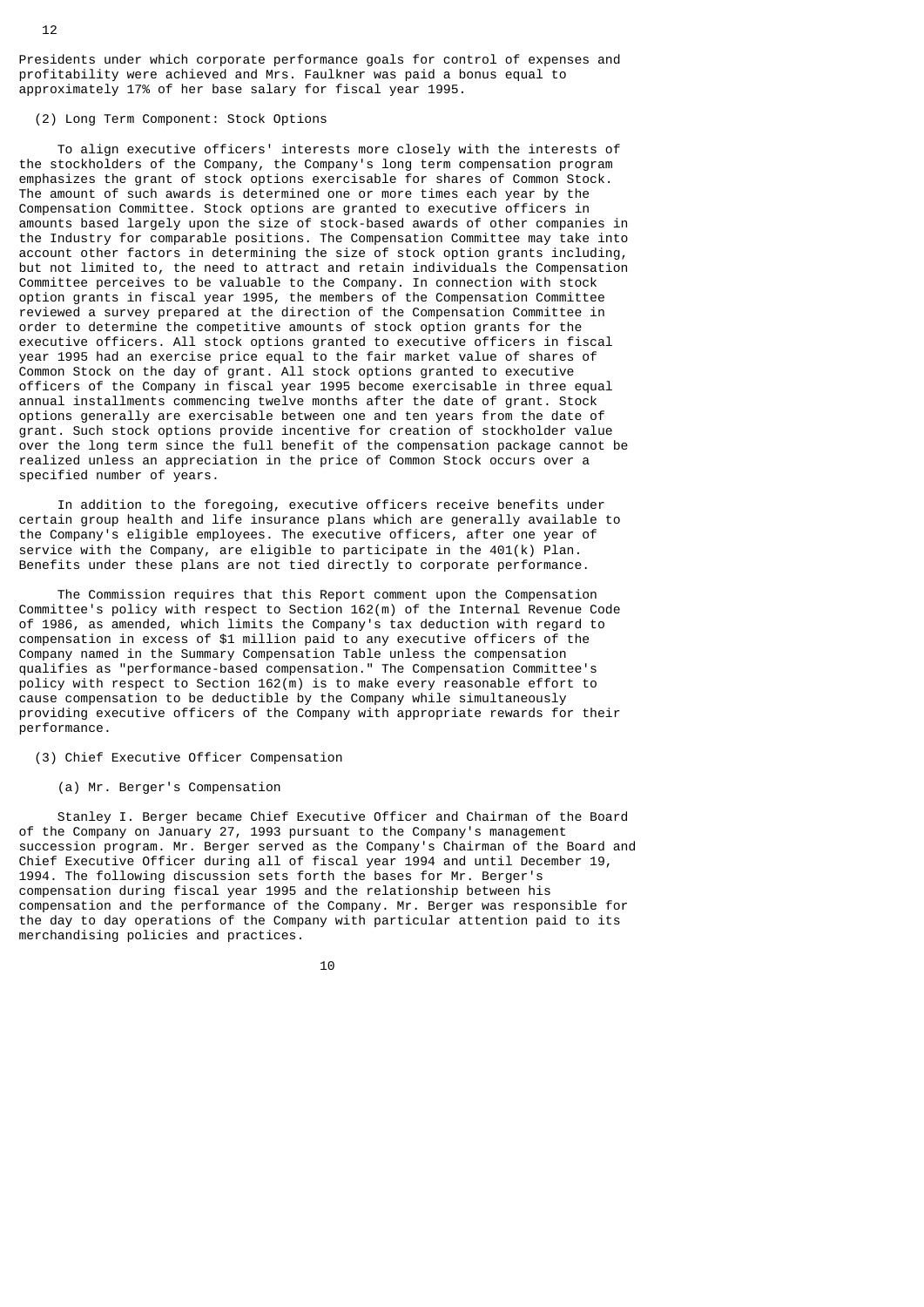Presidents under which corporate performance goals for control of expenses and profitability were achieved and Mrs. Faulkner was paid a bonus equal to approximately 17% of her base salary for fiscal year 1995.

(2) Long Term Component: Stock Options

To align executive officers' interests more closely with the interests of the stockholders of the Company, the Company's long term compensation program emphasizes the grant of stock options exercisable for shares of Common Stock. The amount of such awards is determined one or more times each year by the Compensation Committee. Stock options are granted to executive officers in amounts based largely upon the size of stock-based awards of other companies in the Industry for comparable positions. The Compensation Committee may take into account other factors in determining the size of stock option grants including, but not limited to, the need to attract and retain individuals the Compensation Committee perceives to be valuable to the Company. In connection with stock option grants in fiscal year 1995, the members of the Compensation Committee reviewed a survey prepared at the direction of the Compensation Committee in order to determine the competitive amounts of stock option grants for the executive officers. All stock options granted to executive officers in fiscal year 1995 had an exercise price equal to the fair market value of shares of Common Stock on the day of grant. All stock options granted to executive officers of the Company in fiscal year 1995 become exercisable in three equal annual installments commencing twelve months after the date of grant. Stock options generally are exercisable between one and ten years from the date of grant. Such stock options provide incentive for creation of stockholder value over the long term since the full benefit of the compensation package cannot be realized unless an appreciation in the price of Common Stock occurs over a specified number of years.

In addition to the foregoing, executive officers receive benefits under certain group health and life insurance plans which are generally available to the Company's eligible employees. The executive officers, after one year of service with the Company, are eligible to participate in the 401(k) Plan. Benefits under these plans are not tied directly to corporate performance.

The Commission requires that this Report comment upon the Compensation Committee's policy with respect to Section 162(m) of the Internal Revenue Code of 1986, as amended, which limits the Company's tax deduction with regard to compensation in excess of $1 million paid to any executive officers of the Company named in the Summary Compensation Table unless the compensation qualifies as "performance-based compensation." The Compensation Committee's policy with respect to Section 162(m) is to make every reasonable effort to cause compensation to be deductible by the Company while simultaneously providing executive officers of the Company with appropriate rewards for their performance.

(3) Chief Executive Officer Compensation

(a) Mr. Berger's Compensation

Stanley I. Berger became Chief Executive Officer and Chairman of the Board of the Company on January 27, 1993 pursuant to the Company's management succession program. Mr. Berger served as the Company's Chairman of the Board and Chief Executive Officer during all of fiscal year 1994 and until December 19, 1994. The following discussion sets forth the bases for Mr. Berger's compensation during fiscal year 1995 and the relationship between his compensation and the performance of the Company. Mr. Berger was responsible for the day to day operations of the Company with particular attention paid to its merchandising policies and practices.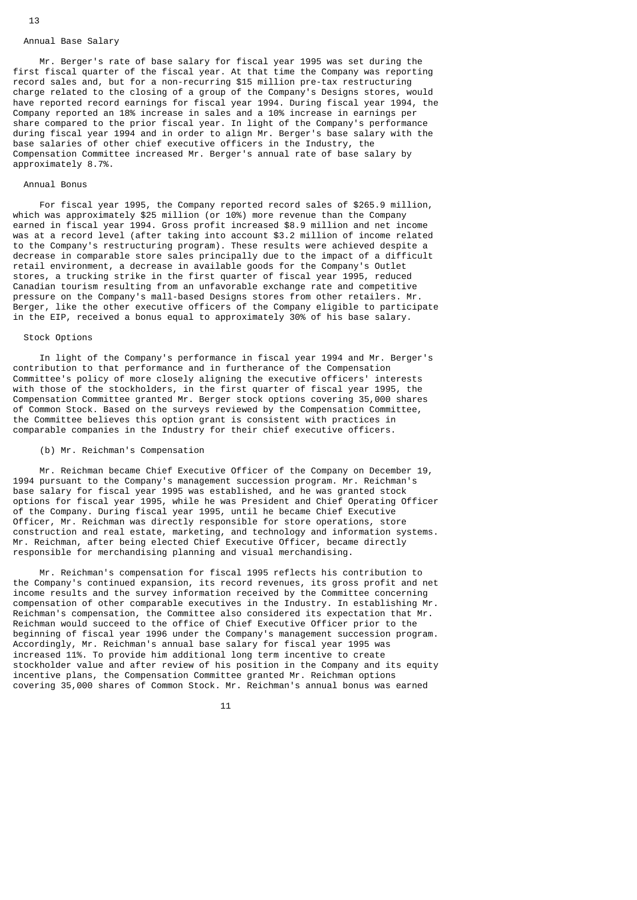### Annual Base Salary

Mr. Berger's rate of base salary for fiscal year 1995 was set during the first fiscal quarter of the fiscal year. At that time the Company was reporting record sales and, but for a non-recurring $15 million pre-tax restructuring charge related to the closing of a group of the Company's Designs stores, would have reported record earnings for fiscal year 1994. During fiscal year 1994, the Company reported an 18% increase in sales and a 10% increase in earnings per share compared to the prior fiscal year. In light of the Company's performance during fiscal year 1994 and in order to align Mr. Berger's base salary with the base salaries of other chief executive officers in the Industry, the Compensation Committee increased Mr. Berger's annual rate of base salary by approximately 8.7%.

### Annual Bonus

For fiscal year 1995, the Company reported record sales of $265.9 million, which was approximately $25 million (or 10%) more revenue than the Company earned in fiscal year 1994. Gross profit increased $8.9 million and net income was at a record level (after taking into account $3.2 million of income related to the Company's restructuring program). These results were achieved despite a decrease in comparable store sales principally due to the impact of a difficult retail environment, a decrease in available goods for the Company's Outlet stores, a trucking strike in the first quarter of fiscal year 1995, reduced Canadian tourism resulting from an unfavorable exchange rate and competitive pressure on the Company's mall-based Designs stores from other retailers. Mr. Berger, like the other executive officers of the Company eligible to participate in the EIP, received a bonus equal to approximately 30% of his base salary.

### Stock Options

In light of the Company's performance in fiscal year 1994 and Mr. Berger's contribution to that performance and in furtherance of the Compensation Committee's policy of more closely aligning the executive officers' interests with those of the stockholders, in the first quarter of fiscal year 1995, the Compensation Committee granted Mr. Berger stock options covering 35,000 shares of Common Stock. Based on the surveys reviewed by the Compensation Committee, the Committee believes this option grant is consistent with practices in comparable companies in the Industry for their chief executive officers.

(b) Mr. Reichman's Compensation

Mr. Reichman became Chief Executive Officer of the Company on December 19, 1994 pursuant to the Company's management succession program. Mr. Reichman's base salary for fiscal year 1995 was established, and he was granted stock options for fiscal year 1995, while he was President and Chief Operating Officer of the Company. During fiscal year 1995, until he became Chief Executive Officer, Mr. Reichman was directly responsible for store operations, store construction and real estate, marketing, and technology and information systems. Mr. Reichman, after being elected Chief Executive Officer, became directly responsible for merchandising planning and visual merchandising.

Mr. Reichman's compensation for fiscal 1995 reflects his contribution to the Company's continued expansion, its record revenues, its gross profit and net income results and the survey information received by the Committee concerning compensation of other comparable executives in the Industry. In establishing Mr. Reichman's compensation, the Committee also considered its expectation that Mr. Reichman would succeed to the office of Chief Executive Officer prior to the beginning of fiscal year 1996 under the Company's management succession program. Accordingly, Mr. Reichman's annual base salary for fiscal year 1995 was increased 11%. To provide him additional long term incentive to create stockholder value and after review of his position in the Company and its equity incentive plans, the Compensation Committee granted Mr. Reichman options covering 35,000 shares of Common Stock. Mr. Reichman's annual bonus was earned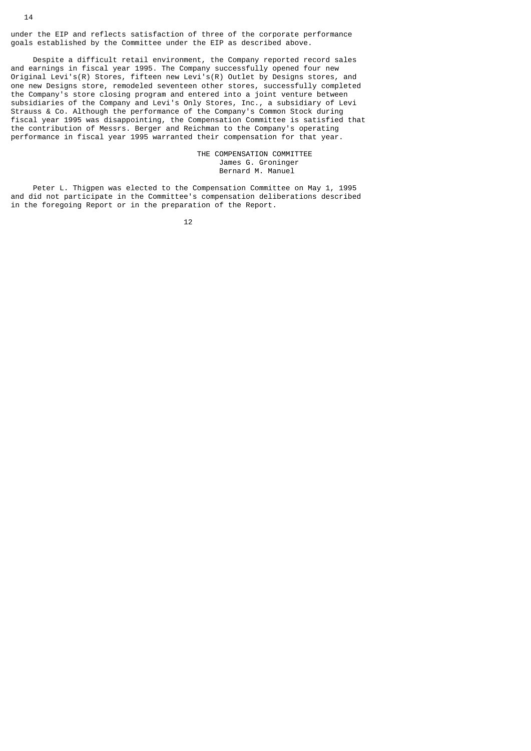under the EIP and reflects satisfaction of three of the corporate performance goals established by the Committee under the EIP as described above.

Despite a difficult retail environment, the Company reported record sales and earnings in fiscal year 1995. The Company successfully opened four new Original Levi's(R) Stores, fifteen new Levi's(R) Outlet by Designs stores, and one new Designs store, remodeled seventeen other stores, successfully completed the Company's store closing program and entered into a joint venture between subsidiaries of the Company and Levi's Only Stores, Inc., a subsidiary of Levi Strauss & Co. Although the performance of the Company's Common Stock during fiscal year 1995 was disappointing, the Compensation Committee is satisfied that the contribution of Messrs. Berger and Reichman to the Company's operating performance in fiscal year 1995 warranted their compensation for that year.

THE COMPENSATION COMMITTEE
James G. Groninger
Bernard M. Manuel

Peter L. Thigpen was elected to the Compensation Committee on May 1, 1995 and did not participate in the Committee's compensation deliberations described in the foregoing Report or in the preparation of the Report.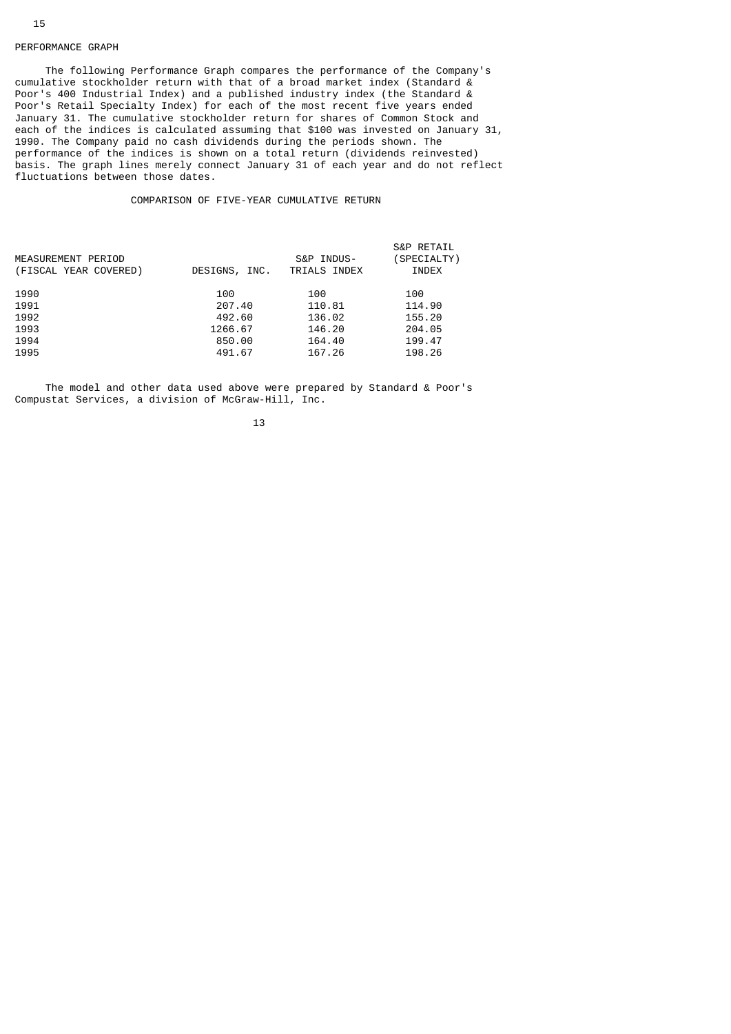## PERFORMANCE GRAPH

The following Performance Graph compares the performance of the Company's cumulative stockholder return with that of a broad market index (Standard & Poor's 400 Industrial Index) and a published industry index (the Standard & Poor's Retail Specialty Index) for each of the most recent five years ended January 31. The cumulative stockholder return for shares of Common Stock and each of the indices is calculated assuming that $100 was invested on January 31, 1990. The Company paid no cash dividends during the periods shown. The performance of the indices is shown on a total return (dividends reinvested) basis. The graph lines merely connect January 31 of each year and do not reflect fluctuations between those dates.

### COMPARISON OF FIVE-YEAR CUMULATIVE RETURN

| MEASUREMENT PERIOD (FISCAL YEAR COVERED) | DESIGNS, INC. | S&P INDUSTRIALS INDEX | S&P RETAIL (SPECIALTY) INDEX |
|---|---|---|---|
| 1990 | 100 | 100 | 100 |
| 1991 | 207.40 | 110.81 | 114.90 |
| 1992 | 492.60 | 136.02 | 155.20 |
| 1993 | 1266.67 | 146.20 | 204.05 |
| 1994 | 850.00 | 164.40 | 199.47 |
| 1995 | 491.67 | 167.26 | 198.26 |

The model and other data used above were prepared by Standard & Poor's Compustat Services, a division of McGraw-Hill, Inc.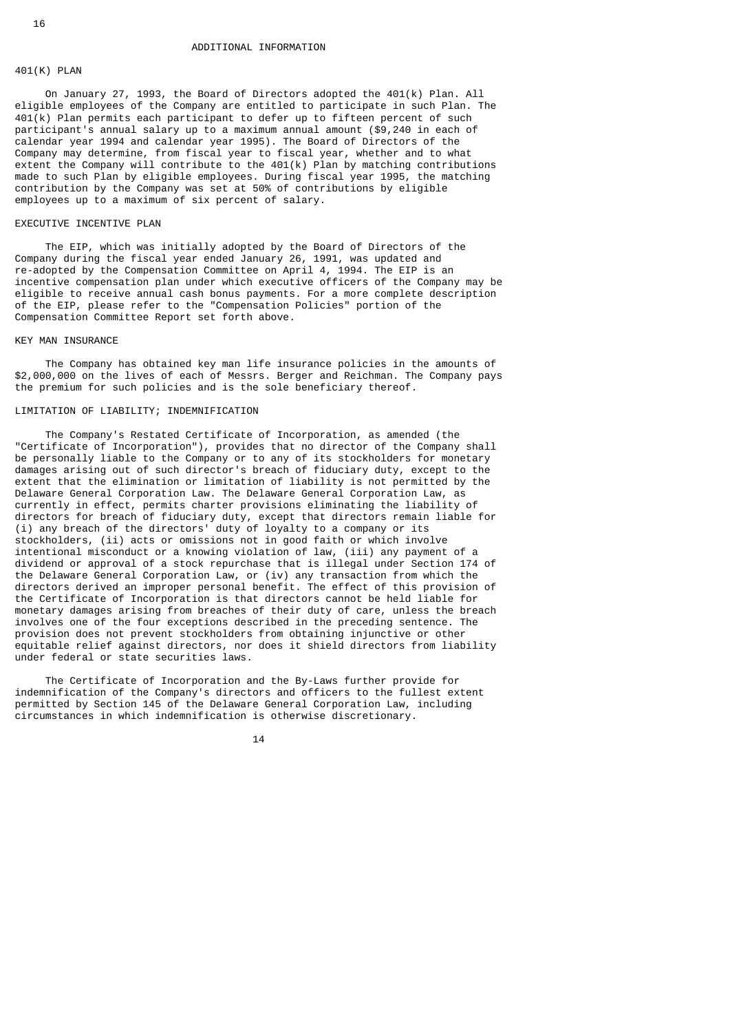# ADDITIONAL INFORMATION

## 401(K) PLAN

On January 27, 1993, the Board of Directors adopted the 401(k) Plan. All eligible employees of the Company are entitled to participate in such Plan. The 401(k) Plan permits each participant to defer up to fifteen percent of such participant's annual salary up to a maximum annual amount ($9,240 in each of calendar year 1994 and calendar year 1995). The Board of Directors of the Company may determine, from fiscal year to fiscal year, whether and to what extent the Company will contribute to the 401(k) Plan by matching contributions made to such Plan by eligible employees. During fiscal year 1995, the matching contribution by the Company was set at 50% of contributions by eligible employees up to a maximum of six percent of salary.

## EXECUTIVE INCENTIVE PLAN

The EIP, which was initially adopted by the Board of Directors of the Company during the fiscal year ended January 26, 1991, was updated and re-adopted by the Compensation Committee on April 4, 1994. The EIP is an incentive compensation plan under which executive officers of the Company may be eligible to receive annual cash bonus payments. For a more complete description of the EIP, please refer to the "Compensation Policies" portion of the Compensation Committee Report set forth above.

## KEY MAN INSURANCE

The Company has obtained key man life insurance policies in the amounts of $2,000,000 on the lives of each of Messrs. Berger and Reichman. The Company pays the premium for such policies and is the sole beneficiary thereof.

## LIMITATION OF LIABILITY; INDEMNIFICATION

The Company's Restated Certificate of Incorporation, as amended (the "Certificate of Incorporation"), provides that no director of the Company shall be personally liable to the Company or to any of its stockholders for monetary damages arising out of such director's breach of fiduciary duty, except to the extent that the elimination or limitation of liability is not permitted by the Delaware General Corporation Law. The Delaware General Corporation Law, as currently in effect, permits charter provisions eliminating the liability of directors for breach of fiduciary duty, except that directors remain liable for (i) any breach of the directors' duty of loyalty to a company or its stockholders, (ii) acts or omissions not in good faith or which involve intentional misconduct or a knowing violation of law, (iii) any payment of a dividend or approval of a stock repurchase that is illegal under Section 174 of the Delaware General Corporation Law, or (iv) any transaction from which the directors derived an improper personal benefit. The effect of this provision of the Certificate of Incorporation is that directors cannot be held liable for monetary damages arising from breaches of their duty of care, unless the breach involves one of the four exceptions described in the preceding sentence. The provision does not prevent stockholders from obtaining injunctive or other equitable relief against directors, nor does it shield directors from liability under federal or state securities laws.

The Certificate of Incorporation and the By-Laws further provide for indemnification of the Company's directors and officers to the fullest extent permitted by Section 145 of the Delaware General Corporation Law, including circumstances in which indemnification is otherwise discretionary.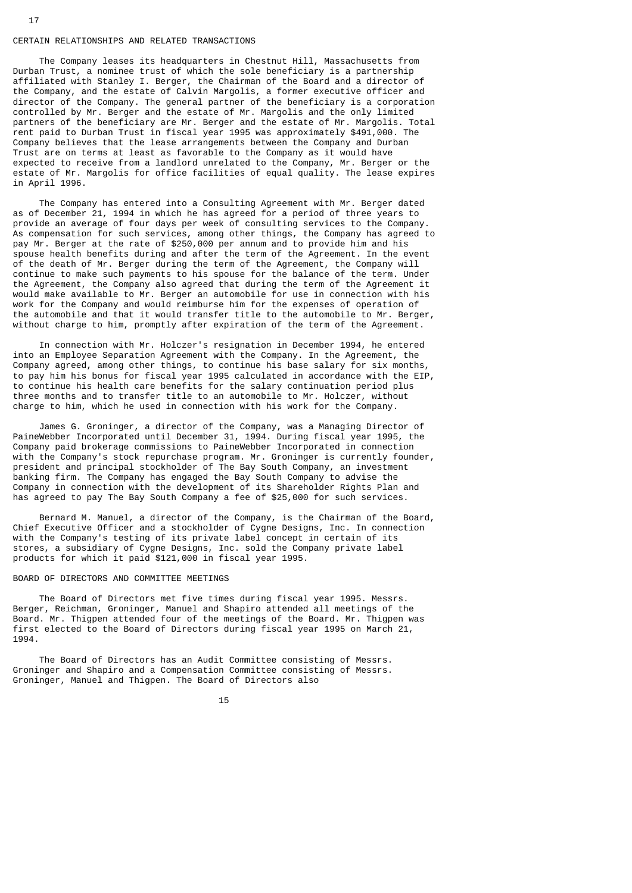## CERTAIN RELATIONSHIPS AND RELATED TRANSACTIONS

The Company leases its headquarters in Chestnut Hill, Massachusetts from Durban Trust, a nominee trust of which the sole beneficiary is a partnership affiliated with Stanley I. Berger, the Chairman of the Board and a director of the Company, and the estate of Calvin Margolis, a former executive officer and director of the Company. The general partner of the beneficiary is a corporation controlled by Mr. Berger and the estate of Mr. Margolis and the only limited partners of the beneficiary are Mr. Berger and the estate of Mr. Margolis. Total rent paid to Durban Trust in fiscal year 1995 was approximately $491,000. The Company believes that the lease arrangements between the Company and Durban Trust are on terms at least as favorable to the Company as it would have expected to receive from a landlord unrelated to the Company, Mr. Berger or the estate of Mr. Margolis for office facilities of equal quality. The lease expires in April 1996.

The Company has entered into a Consulting Agreement with Mr. Berger dated as of December 21, 1994 in which he has agreed for a period of three years to provide an average of four days per week of consulting services to the Company. As compensation for such services, among other things, the Company has agreed to pay Mr. Berger at the rate of $250,000 per annum and to provide him and his spouse health benefits during and after the term of the Agreement. In the event of the death of Mr. Berger during the term of the Agreement, the Company will continue to make such payments to his spouse for the balance of the term. Under the Agreement, the Company also agreed that during the term of the Agreement it would make available to Mr. Berger an automobile for use in connection with his work for the Company and would reimburse him for the expenses of operation of the automobile and that it would transfer title to the automobile to Mr. Berger, without charge to him, promptly after expiration of the term of the Agreement.

In connection with Mr. Holczer's resignation in December 1994, he entered into an Employee Separation Agreement with the Company. In the Agreement, the Company agreed, among other things, to continue his base salary for six months, to pay him his bonus for fiscal year 1995 calculated in accordance with the EIP, to continue his health care benefits for the salary continuation period plus three months and to transfer title to an automobile to Mr. Holczer, without charge to him, which he used in connection with his work for the Company.

James G. Groninger, a director of the Company, was a Managing Director of PaineWebber Incorporated until December 31, 1994. During fiscal year 1995, the Company paid brokerage commissions to PaineWebber Incorporated in connection with the Company's stock repurchase program. Mr. Groninger is currently founder, president and principal stockholder of The Bay South Company, an investment banking firm. The Company has engaged the Bay South Company to advise the Company in connection with the development of its Shareholder Rights Plan and has agreed to pay The Bay South Company a fee of $25,000 for such services.

Bernard M. Manuel, a director of the Company, is the Chairman of the Board, Chief Executive Officer and a stockholder of Cygne Designs, Inc. In connection with the Company's testing of its private label concept in certain of its stores, a subsidiary of Cygne Designs, Inc. sold the Company private label products for which it paid $121,000 in fiscal year 1995.

## BOARD OF DIRECTORS AND COMMITTEE MEETINGS

The Board of Directors met five times during fiscal year 1995. Messrs. Berger, Reichman, Groninger, Manuel and Shapiro attended all meetings of the Board. Mr. Thigpen attended four of the meetings of the Board. Mr. Thigpen was first elected to the Board of Directors during fiscal year 1995 on March 21, 1994.

The Board of Directors has an Audit Committee consisting of Messrs. Groninger and Shapiro and a Compensation Committee consisting of Messrs. Groninger, Manuel and Thigpen. The Board of Directors also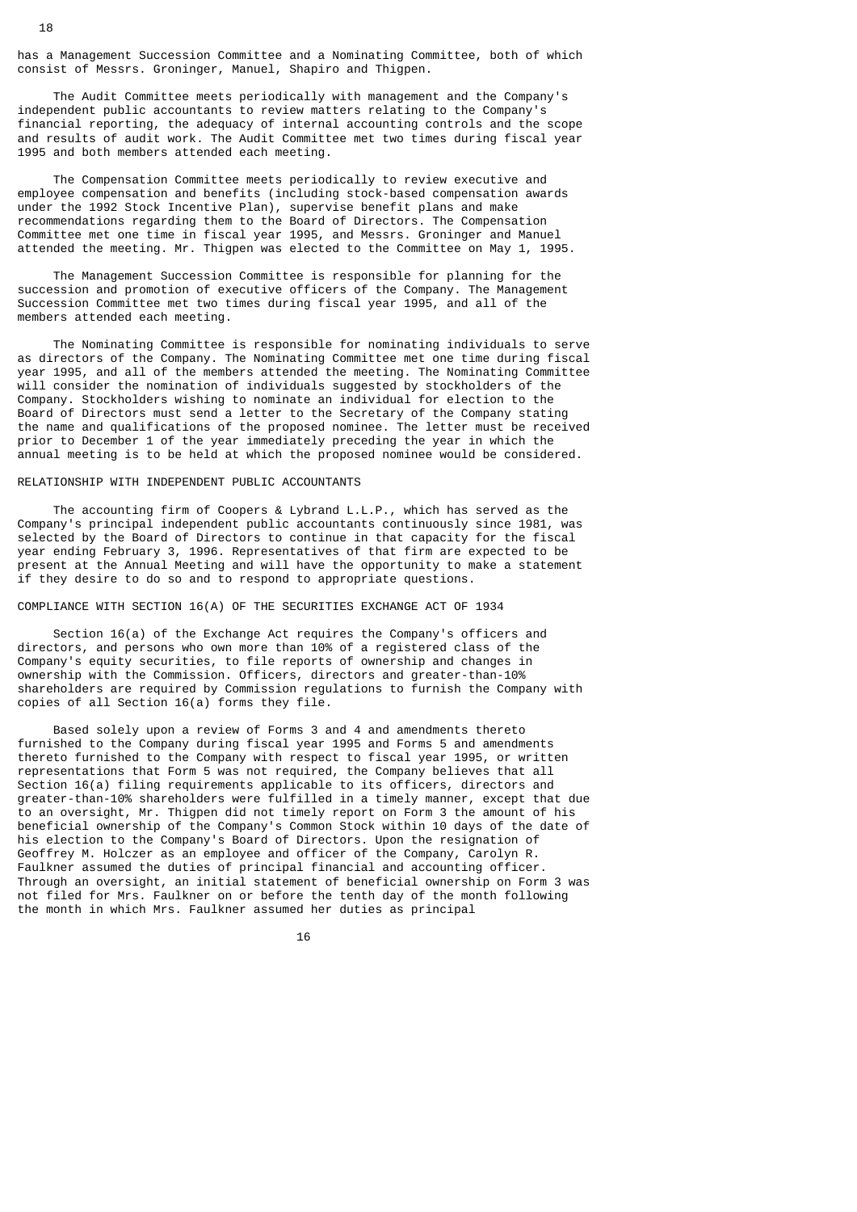has a Management Succession Committee and a Nominating Committee, both of which consist of Messrs. Groninger, Manuel, Shapiro and Thigpen.

The Audit Committee meets periodically with management and the Company's independent public accountants to review matters relating to the Company's financial reporting, the adequacy of internal accounting controls and the scope and results of audit work. The Audit Committee met two times during fiscal year 1995 and both members attended each meeting.

The Compensation Committee meets periodically to review executive and employee compensation and benefits (including stock-based compensation awards under the 1992 Stock Incentive Plan), supervise benefit plans and make recommendations regarding them to the Board of Directors. The Compensation Committee met one time in fiscal year 1995, and Messrs. Groninger and Manuel attended the meeting. Mr. Thigpen was elected to the Committee on May 1, 1995.

The Management Succession Committee is responsible for planning for the succession and promotion of executive officers of the Company. The Management Succession Committee met two times during fiscal year 1995, and all of the members attended each meeting.

The Nominating Committee is responsible for nominating individuals to serve as directors of the Company. The Nominating Committee met one time during fiscal year 1995, and all of the members attended the meeting. The Nominating Committee will consider the nomination of individuals suggested by stockholders of the Company. Stockholders wishing to nominate an individual for election to the Board of Directors must send a letter to the Secretary of the Company stating the name and qualifications of the proposed nominee. The letter must be received prior to December 1 of the year immediately preceding the year in which the annual meeting is to be held at which the proposed nominee would be considered.

## RELATIONSHIP WITH INDEPENDENT PUBLIC ACCOUNTANTS

The accounting firm of Coopers & Lybrand L.L.P., which has served as the Company's principal independent public accountants continuously since 1981, was selected by the Board of Directors to continue in that capacity for the fiscal year ending February 3, 1996. Representatives of that firm are expected to be present at the Annual Meeting and will have the opportunity to make a statement if they desire to do so and to respond to appropriate questions.

## COMPLIANCE WITH SECTION 16(A) OF THE SECURITIES EXCHANGE ACT OF 1934

Section 16(a) of the Exchange Act requires the Company's officers and directors, and persons who own more than 10% of a registered class of the Company's equity securities, to file reports of ownership and changes in ownership with the Commission. Officers, directors and greater-than-10% shareholders are required by Commission regulations to furnish the Company with copies of all Section 16(a) forms they file.

Based solely upon a review of Forms 3 and 4 and amendments thereto furnished to the Company during fiscal year 1995 and Forms 5 and amendments thereto furnished to the Company with respect to fiscal year 1995, or written representations that Form 5 was not required, the Company believes that all Section 16(a) filing requirements applicable to its officers, directors and greater-than-10% shareholders were fulfilled in a timely manner, except that due to an oversight, Mr. Thigpen did not timely report on Form 3 the amount of his beneficial ownership of the Company's Common Stock within 10 days of the date of his election to the Company's Board of Directors. Upon the resignation of Geoffrey M. Holczer as an employee and officer of the Company, Carolyn R. Faulkner assumed the duties of principal financial and accounting officer. Through an oversight, an initial statement of beneficial ownership on Form 3 was not filed for Mrs. Faulkner on or before the tenth day of the month following the month in which Mrs. Faulkner assumed her duties as principal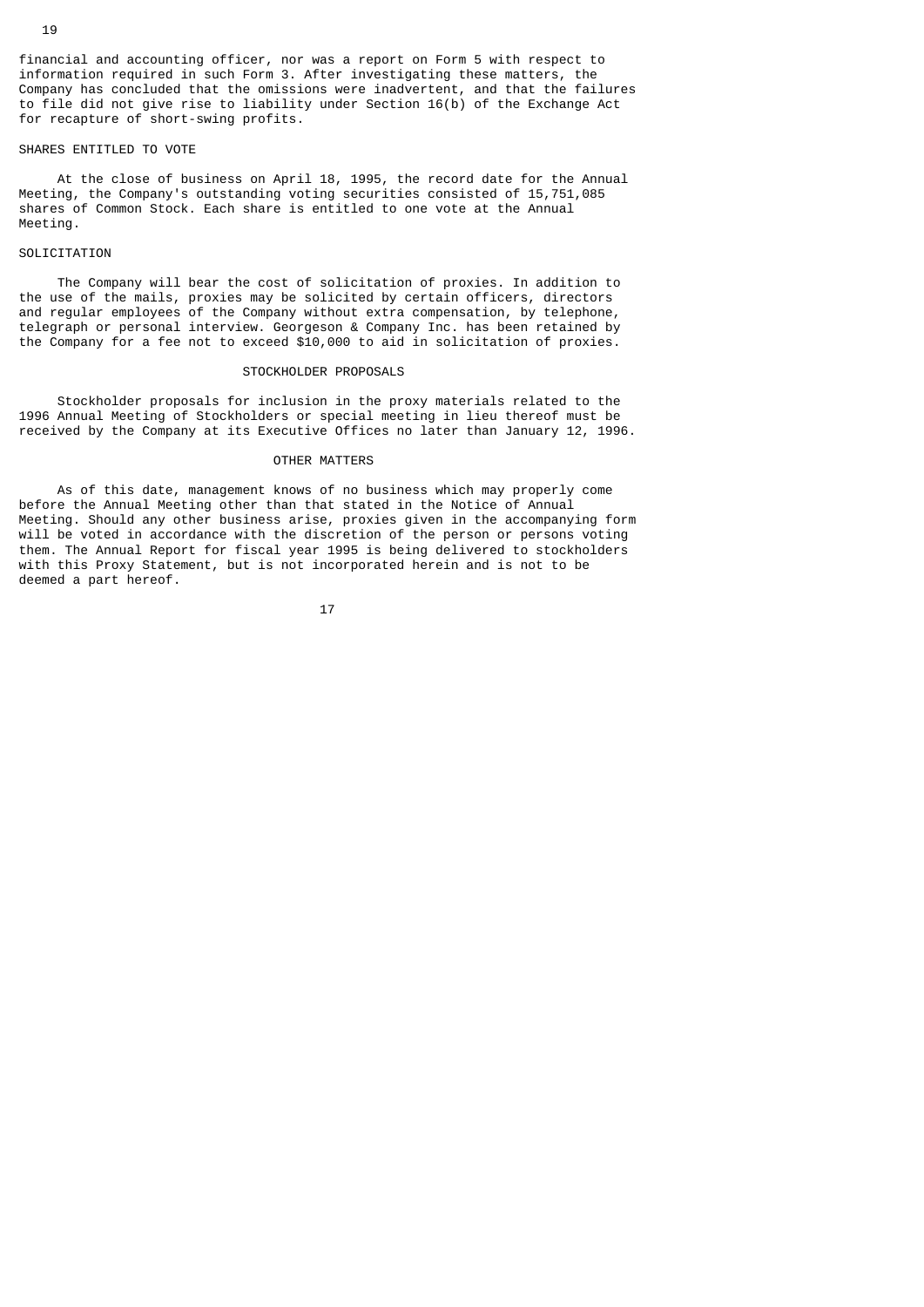financial and accounting officer, nor was a report on Form 5 with respect to information required in such Form 3. After investigating these matters, the Company has concluded that the omissions were inadvertent, and that the failures to file did not give rise to liability under Section 16(b) of the Exchange Act for recapture of short-swing profits.

### SHARES ENTITLED TO VOTE

At the close of business on April 18, 1995, the record date for the Annual Meeting, the Company's outstanding voting securities consisted of 15,751,085 shares of Common Stock. Each share is entitled to one vote at the Annual Meeting.

### SOLICITATION

The Company will bear the cost of solicitation of proxies. In addition to the use of the mails, proxies may be solicited by certain officers, directors and regular employees of the Company without extra compensation, by telephone, telegraph or personal interview. Georgeson & Company Inc. has been retained by the Company for a fee not to exceed $10,000 to aid in solicitation of proxies.

## STOCKHOLDER PROPOSALS

Stockholder proposals for inclusion in the proxy materials related to the 1996 Annual Meeting of Stockholders or special meeting in lieu thereof must be received by the Company at its Executive Offices no later than January 12, 1996.

## OTHER MATTERS

As of this date, management knows of no business which may properly come before the Annual Meeting other than that stated in the Notice of Annual Meeting. Should any other business arise, proxies given in the accompanying form will be voted in accordance with the discretion of the person or persons voting them. The Annual Report for fiscal year 1995 is being delivered to stockholders with this Proxy Statement, but is not incorporated herein and is not to be deemed a part hereof.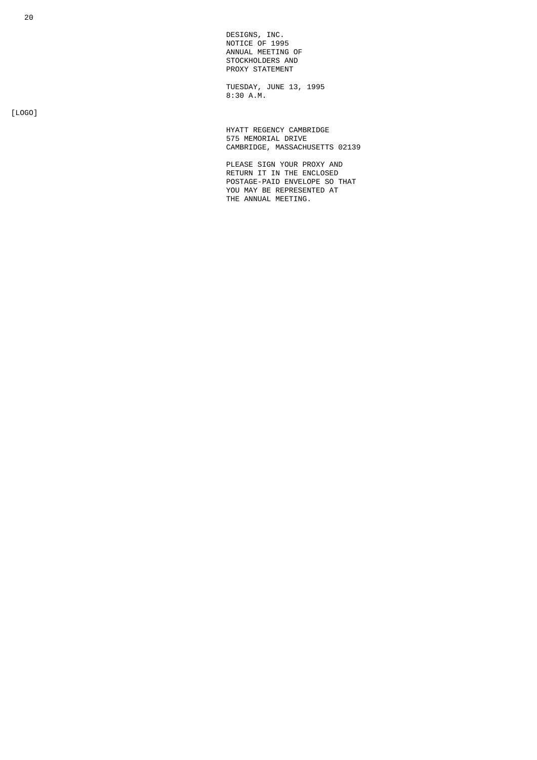DESIGNS, INC.
NOTICE OF 1995
ANNUAL MEETING OF
STOCKHOLDERS AND
PROXY STATEMENT

TUESDAY, JUNE 13, 1995
8:30 A.M.

[LOGO]

HYATT REGENCY CAMBRIDGE
575 MEMORIAL DRIVE
CAMBRIDGE, MASSACHUSETTS 02139

PLEASE SIGN YOUR PROXY AND
RETURN IT IN THE ENCLOSED
POSTAGE-PAID ENVELOPE SO THAT
YOU MAY BE REPRESENTED AT
THE ANNUAL MEETING.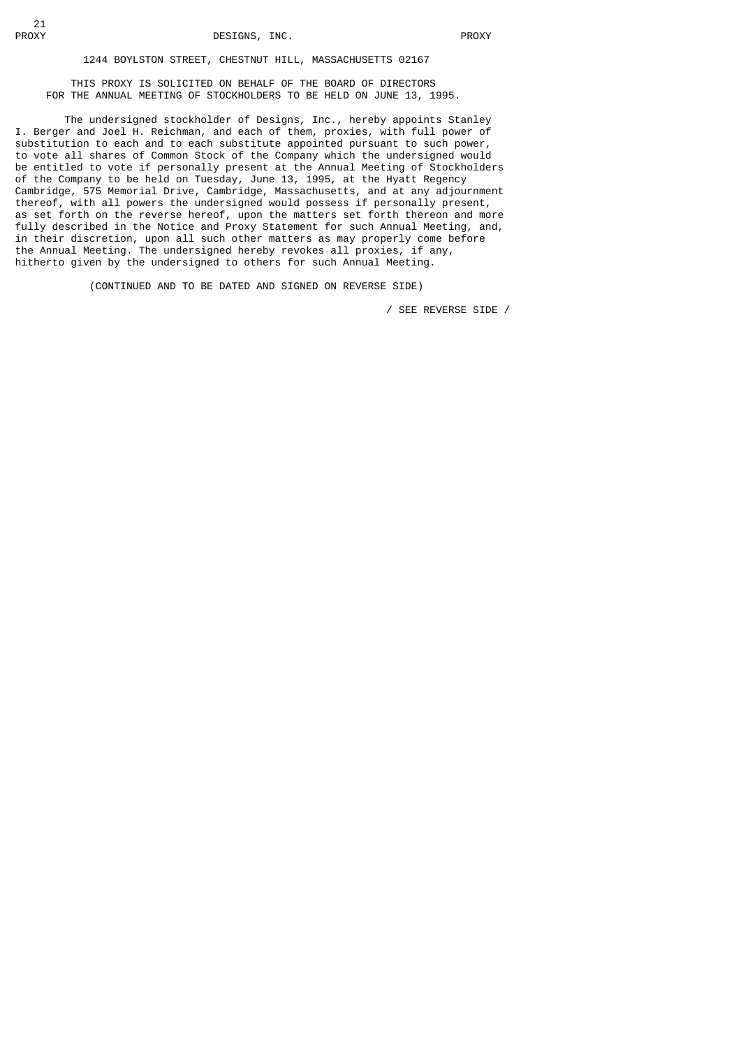PROXY DESIGNS, INC. PROXY

1244 BOYLSTON STREET, CHESTNUT HILL, MASSACHUSETTS 02167

THIS PROXY IS SOLICITED ON BEHALF OF THE BOARD OF DIRECTORS
FOR THE ANNUAL MEETING OF STOCKHOLDERS TO BE HELD ON JUNE 13, 1995.

The undersigned stockholder of Designs, Inc., hereby appoints Stanley I. Berger and Joel H. Reichman, and each of them, proxies, with full power of substitution to each and to each substitute appointed pursuant to such power, to vote all shares of Common Stock of the Company which the undersigned would be entitled to vote if personally present at the Annual Meeting of Stockholders of the Company to be held on Tuesday, June 13, 1995, at the Hyatt Regency Cambridge, 575 Memorial Drive, Cambridge, Massachusetts, and at any adjournment thereof, with all powers the undersigned would possess if personally present, as set forth on the reverse hereof, upon the matters set forth thereon and more fully described in the Notice and Proxy Statement for such Annual Meeting, and, in their discretion, upon all such other matters as may properly come before the Annual Meeting. The undersigned hereby revokes all proxies, if any, hitherto given by the undersigned to others for such Annual Meeting.

(CONTINUED AND TO BE DATED AND SIGNED ON REVERSE SIDE)

/ SEE REVERSE SIDE /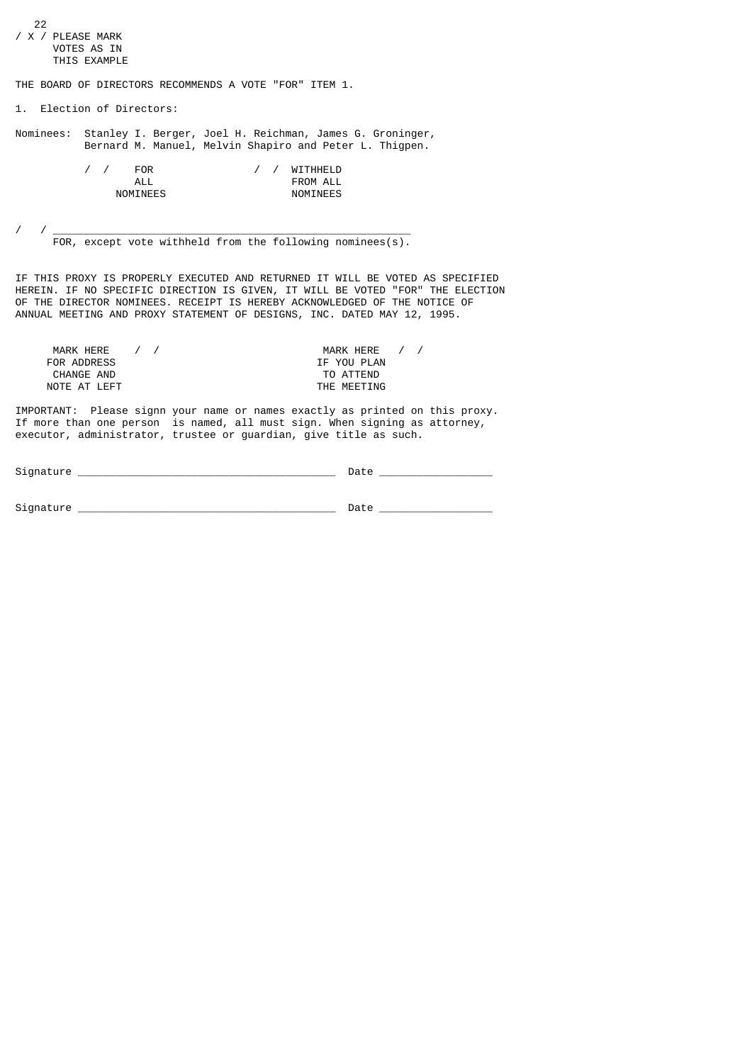/ X / PLEASE MARK VOTES AS IN THIS EXAMPLE

THE BOARD OF DIRECTORS RECOMMENDS A VOTE "FOR" ITEM 1.

1. Election of Directors:

Nominees: Stanley I. Berger, Joel H. Reichman, James G. Groninger, Bernard M. Manuel, Melvin Shapiro and Peter L. Thigpen.

/ / FOR ALL NOMINEES          / / WITHHELD FROM ALL NOMINEES

/ / ________________________________________________________
FOR, except vote withheld from the following nominees(s).

IF THIS PROXY IS PROPERLY EXECUTED AND RETURNED IT WILL BE VOTED AS SPECIFIED HEREIN. IF NO SPECIFIC DIRECTION IS GIVEN, IT WILL BE VOTED "FOR" THE ELECTION OF THE DIRECTOR NOMINEES. RECEIPT IS HEREBY ACKNOWLEDGED OF THE NOTICE OF ANNUAL MEETING AND PROXY STATEMENT OF DESIGNS, INC. DATED MAY 12, 1995.

MARK HERE / / FOR ADDRESS CHANGE AND NOTE AT LEFT          MARK HERE / / IF YOU PLAN TO ATTEND THE MEETING

IMPORTANT: Please signn your name or names exactly as printed on this proxy. If more than one person is named, all must sign. When signing as attorney, executor, administrator, trustee or guardian, give title as such.

Signature ________________________________________ Date _________________

Signature ________________________________________ Date _________________